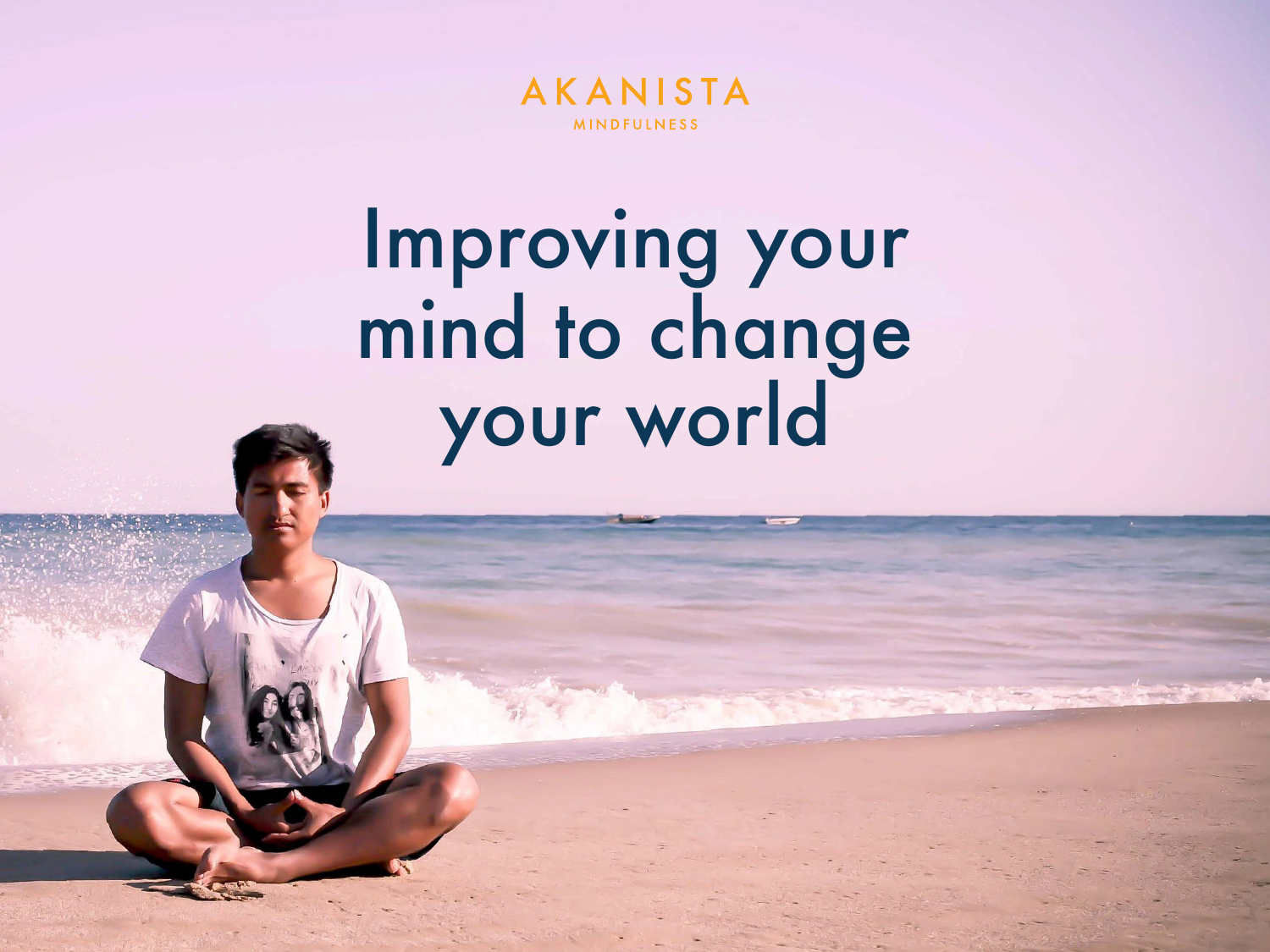AKANISTA
MINDFULNESS

# Improving your mind to change your world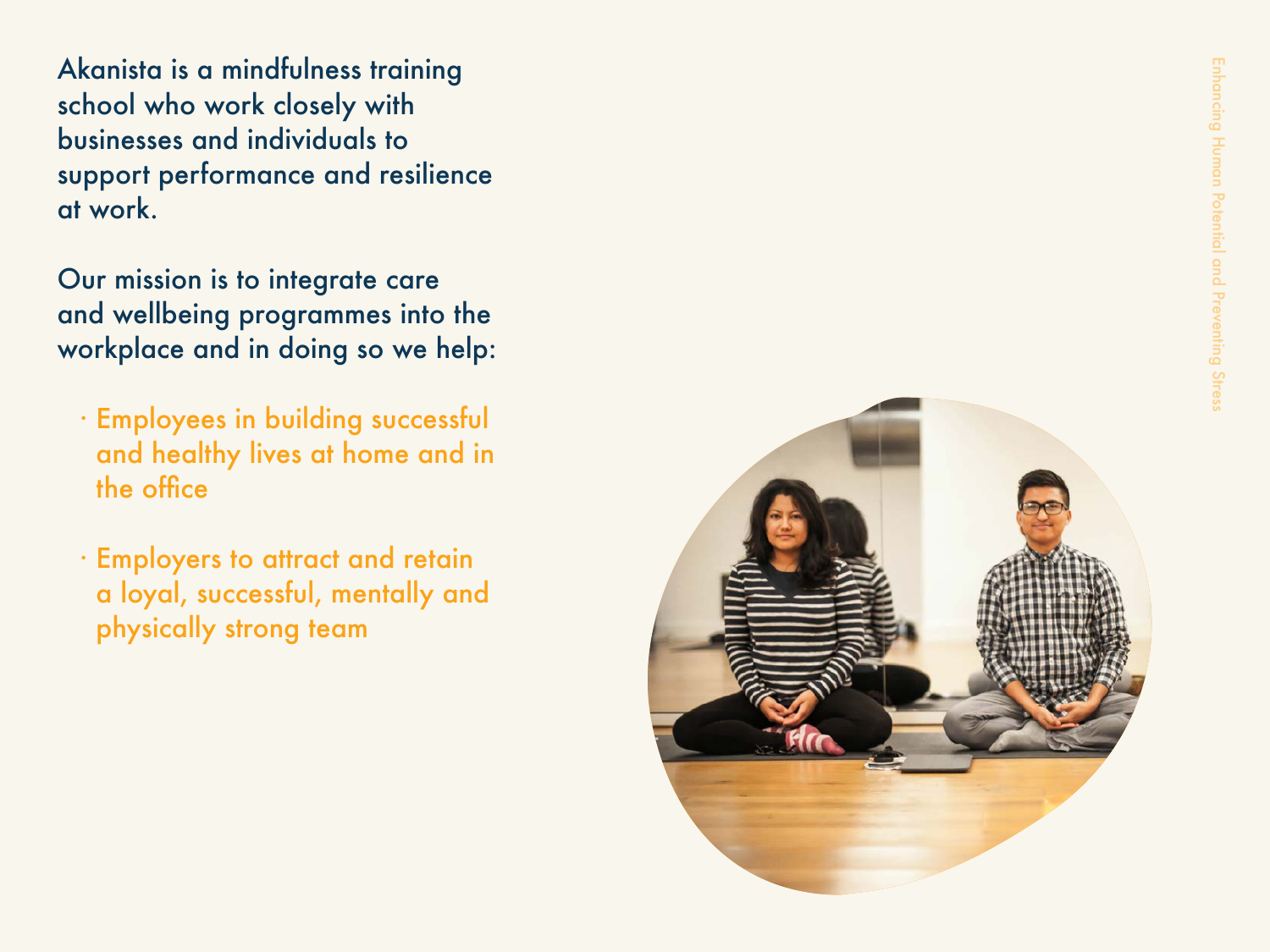Akanista is a mindfulness training school who work closely with businesses and individuals to support performance and resilience at work.

Our mission is to integrate care and wellbeing programmes into the workplace and in doing so we help:

- Employees in building successful and healthy lives at home and in the office
- Employers to attract and retain a loyal, successful, mentally and physically strong team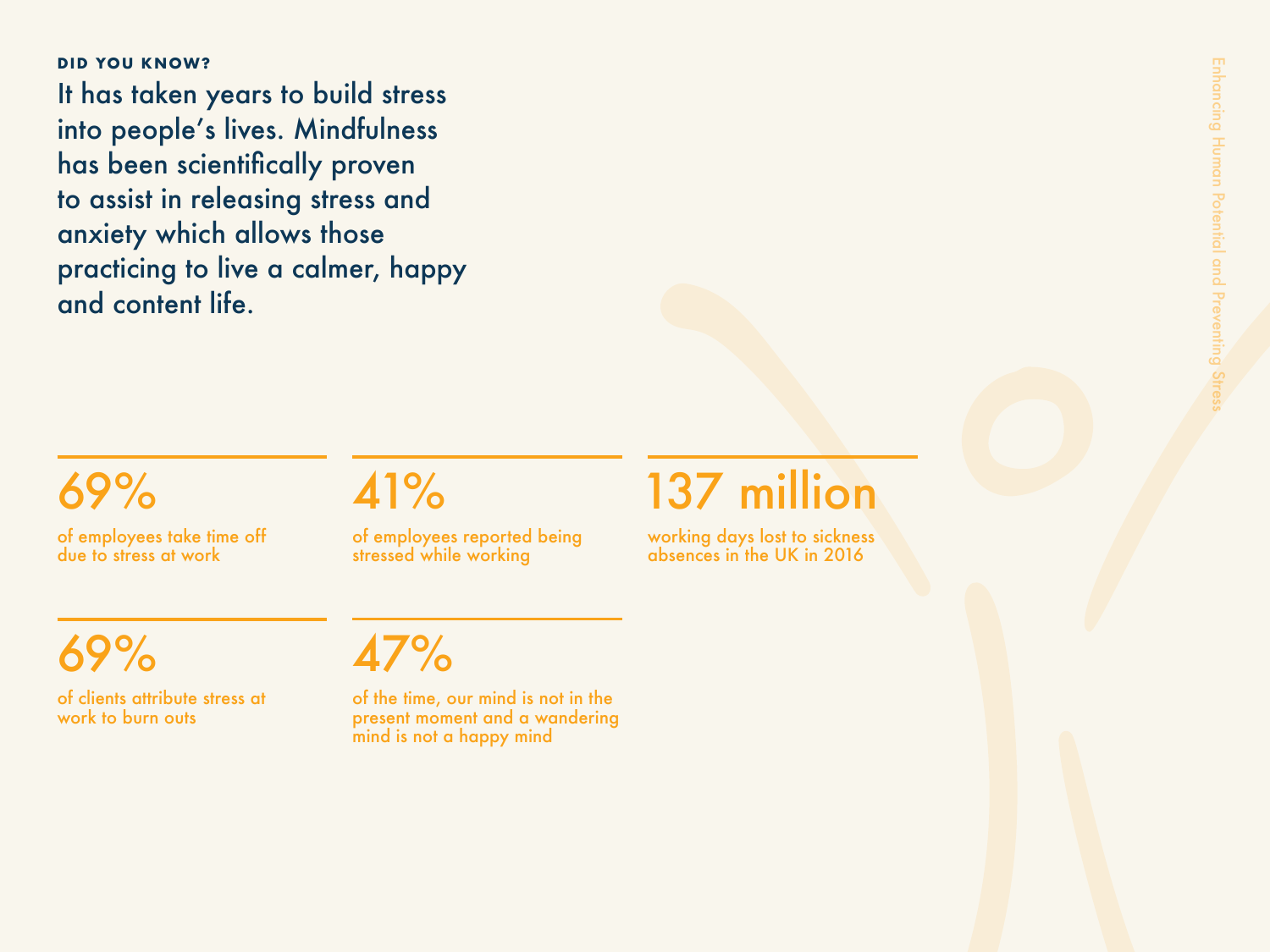**DID YOU KNOW?**

It has taken years to build stress into people's lives. Mindfulness has been scientifically proven to assist in releasing stress and anxiety which allows those practicing to live a calmer, happy and content life.

## 69%

of employees take time off due to stress at work

## 41%

of employees reported being stressed while working

## 137 million

working days lost to sickness absences in the UK in 2016

## 69%

of clients attribute stress at work to burn outs

## 47%

of the time, our mind is not in the present moment and a wandering mind is not a happy mind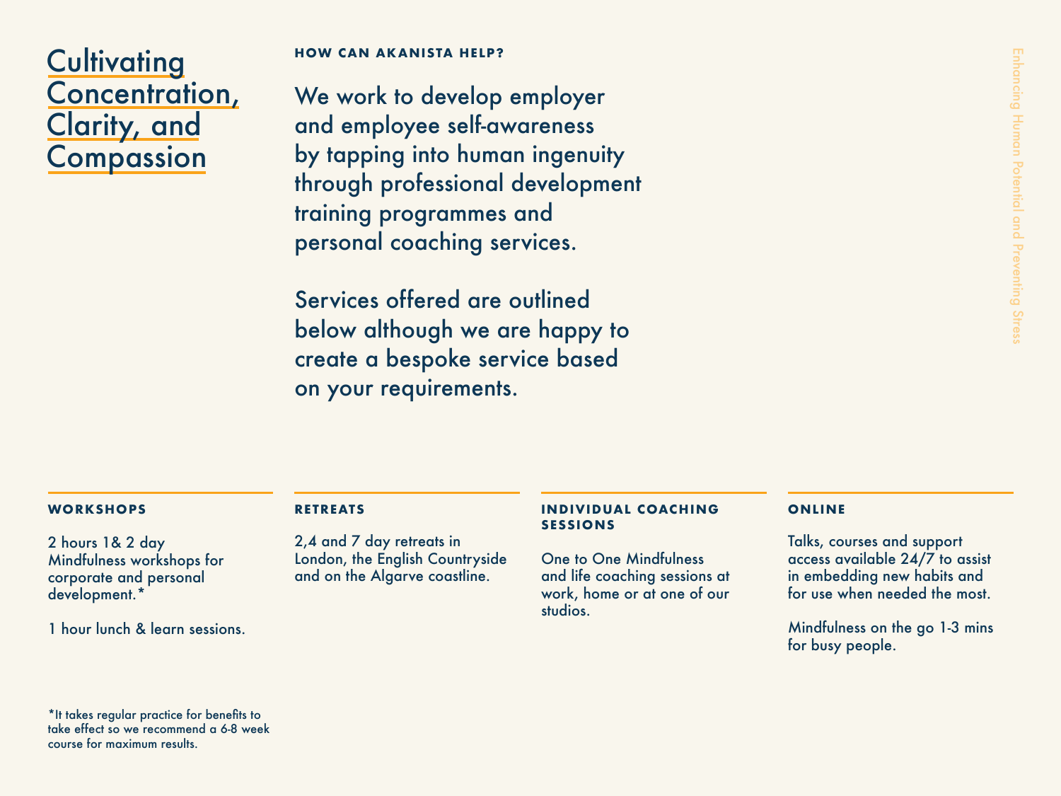# Cultivating Concentration, Clarity, and Compassion

## HOW CAN AKANISTA HELP?

We work to develop employer and employee self-awareness by tapping into human ingenuity through professional development training programmes and personal coaching services.

Services offered are outlined below although we are happy to create a bespoke service based on your requirements.

### WORKSHOPS

2 hours 1& 2 day Mindfulness workshops for corporate and personal development.*

1 hour lunch & learn sessions.

### RETREATS

2,4 and 7 day retreats in London, the English Countryside and on the Algarve coastline.

### INDIVIDUAL COACHING SESSIONS

One to One Mindfulness and life coaching sessions at work, home or at one of our studios.

### ONLINE

Talks, courses and support access available 24/7 to assist in embedding new habits and for use when needed the most.

Mindfulness on the go 1-3 mins for busy people.

*It takes regular practice for benefits to take effect so we recommend a 6-8 week course for maximum results.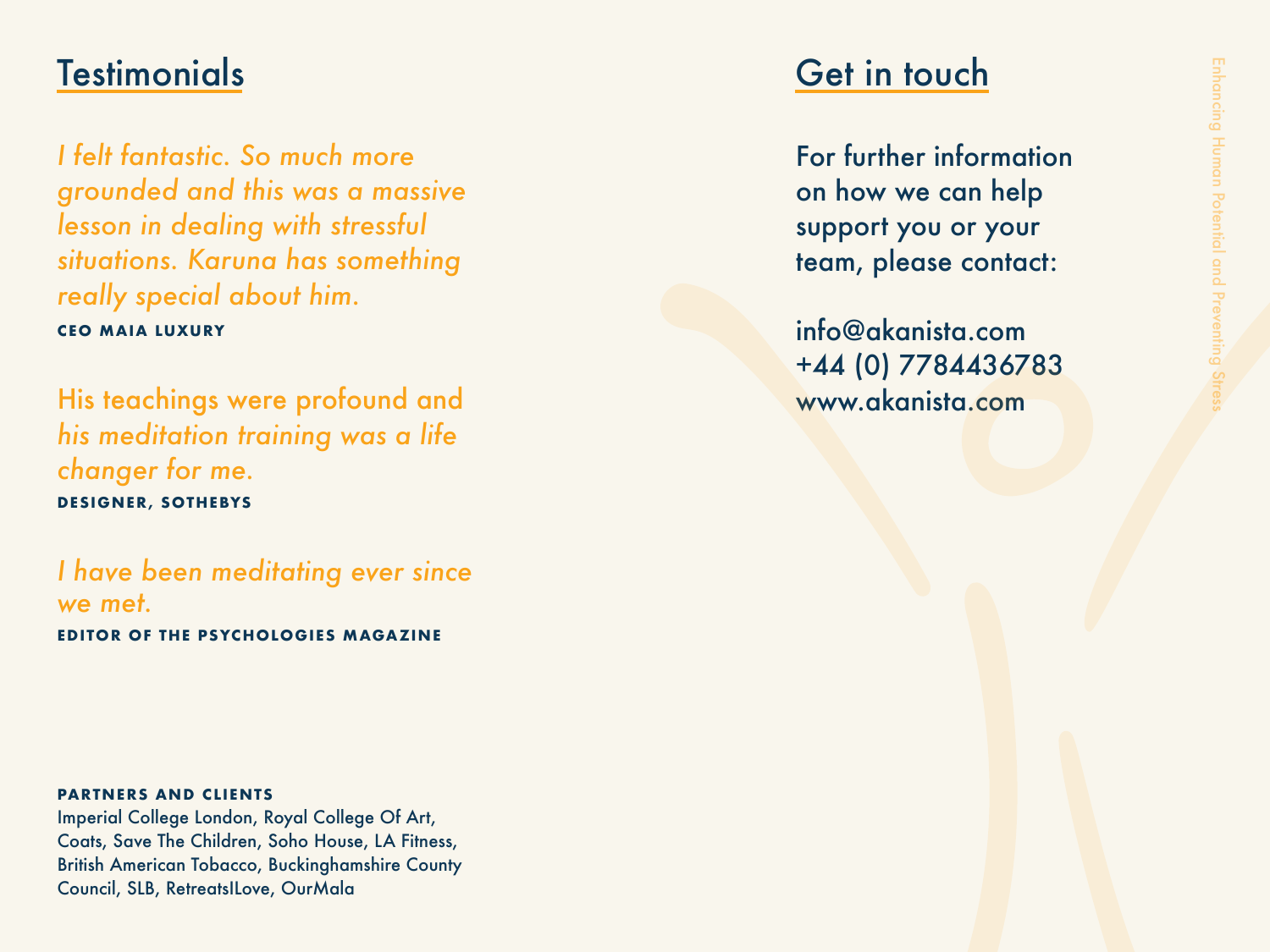## Testimonials

*I felt fantastic. So much more grounded and this was a massive lesson in dealing with stressful situations. Karuna has something really special about him.*

**CEO MAIA LUXURY**

His teachings were profound and *his meditation training was a life changer for me.*

**DESIGNER, SOTHEBYS**

*I have been meditating ever since we met.*

**EDITOR OF THE PSYCHOLOGIES MAGAZINE**

**PARTNERS AND CLIENTS**

Imperial College London, Royal College Of Art, Coats, Save The Children, Soho House, LA Fitness, British American Tobacco, Buckinghamshire County Council, SLB, RetreatsILove, OurMala

## Get in touch

For further information on how we can help support you or your team, please contact:

info@akanista.com
+44 (0) 7784436783
www.akanista.com

Enhancing Human Potential and Preventing Stress